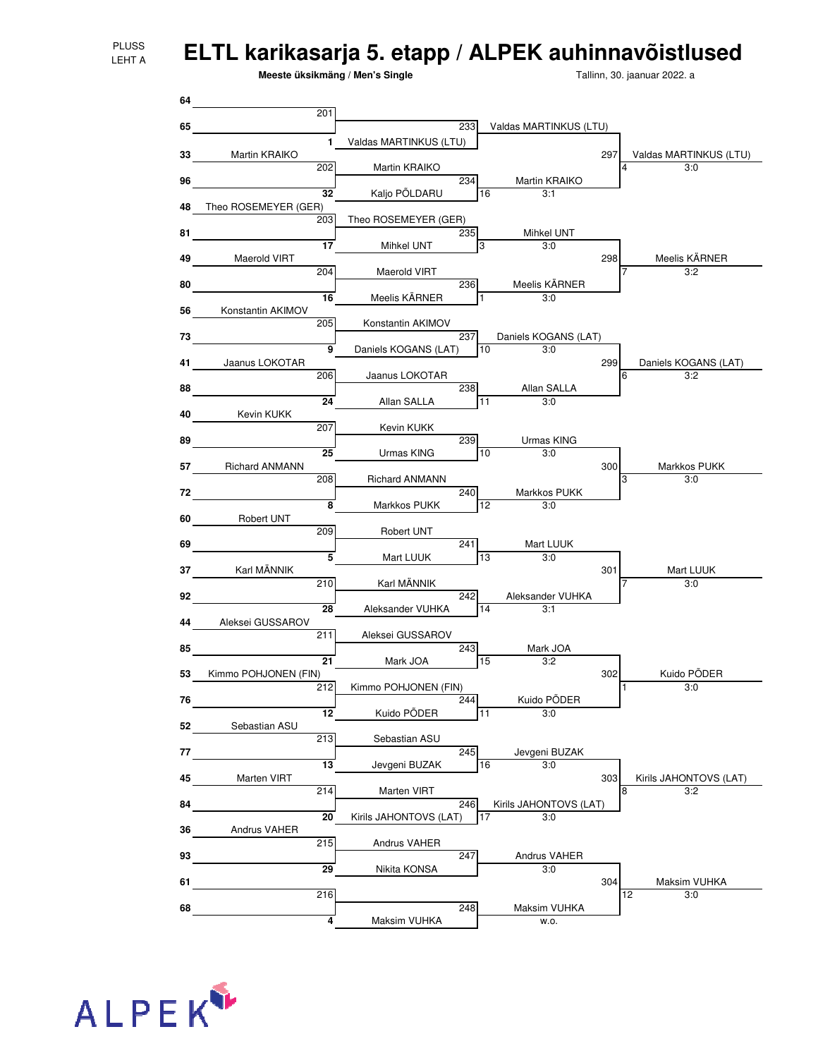PLUSS
LEHT A

# ELTL karikasarja 5. etapp / ALPEK auhinnavõistlused

**Meeste üksikmäng / Men's Single**

Tallinn, 30. jaanuar 2022. a

| Pos | Player (Round 1) | Match | Round 2 | Match | Round 3 | Match | Round 4 |
|---|---|---|---|---|---|---|---|
| 64 | | 201 | | | | | |
| 65 | | | | 233 | Valdas MARTINKUS (LTU) | | |
| 1 | | | Valdas MARTINKUS (LTU) | | | | |
| 33 | Martin KRAIKO | | | | | 297 | Valdas MARTINKUS (LTU) |
| | | 202 | Martin KRAIKO | | | 4 | 3:0 |
| 96 | | | | 234 | Martin KRAIKO | | |
| 32 | | | Kaljo PÕLDARU | 16 | 3:1 | | |
| 48 | Theo ROSEMEYER (GER) | | | | | | |
| | | 203 | Theo ROSEMEYER (GER) | | | | |
| 81 | | | | 235 | Mihkel UNT | | |
| 17 | | | Mihkel UNT | 3 | 3:0 | | |
| 49 | Maerold VIRT | | | | | 298 | Meelis KÄRNER |
| | | 204 | Maerold VIRT | | | 7 | 3:2 |
| 80 | | | | 236 | Meelis KÄRNER | | |
| 16 | | | Meelis KÄRNER | 1 | 3:0 | | |
| 56 | Konstantin AKIMOV | | | | | | |
| | | 205 | Konstantin AKIMOV | | | | |
| 73 | | | | 237 | Daniels KOGANS (LAT) | | |
| 9 | | | Daniels KOGANS (LAT) | 10 | 3:0 | | |
| 41 | Jaanus LOKOTAR | | | | | 299 | Daniels KOGANS (LAT) |
| | | 206 | Jaanus LOKOTAR | | | 6 | 3:2 |
| 88 | | | | 238 | Allan SALLA | | |
| 24 | | | Allan SALLA | 11 | 3:0 | | |
| 40 | Kevin KUKK | | | | | | |
| | | 207 | Kevin KUKK | | | | |
| 89 | | | | 239 | Urmas KING | | |
| 25 | | | Urmas KING | 10 | 3:0 | | |
| 57 | Richard ANMANN | | | | | 300 | Markkos PUKK |
| | | 208 | Richard ANMANN | | | 3 | 3:0 |
| 72 | | | | 240 | Markkos PUKK | | |
| 8 | | | Markkos PUKK | 12 | 3:0 | | |
| 60 | Robert UNT | | | | | | |
| | | 209 | Robert UNT | | | | |
| 69 | | | | 241 | Mart LUUK | | |
| 5 | | | Mart LUUK | 13 | 3:0 | | |
| 37 | Karl MÄNNIK | | | | | 301 | Mart LUUK |
| | | 210 | Karl MÄNNIK | | | 7 | 3:0 |
| 92 | | | | 242 | Aleksander VUHKA | | |
| 28 | | | Aleksander VUHKA | 14 | 3:1 | | |
| 44 | Aleksei GUSSAROV | | | | | | |
| | | 211 | Aleksei GUSSAROV | | | | |
| 85 | | | | 243 | Mark JOA | | |
| 21 | | | Mark JOA | 15 | 3:2 | | |
| 53 | Kimmo POHJONEN (FIN) | | | | | 302 | Kuido PÕDER |
| | | 212 | Kimmo POHJONEN (FIN) | | | 1 | 3:0 |
| 76 | | | | 244 | Kuido PÕDER | | |
| 12 | | | Kuido PÕDER | 11 | 3:0 | | |
| 52 | Sebastian ASU | | | | | | |
| | | 213 | Sebastian ASU | | | | |
| 77 | | | | 245 | Jevgeni BUZAK | | |
| 13 | | | Jevgeni BUZAK | 16 | 3:0 | | |
| 45 | Marten VIRT | | | | | 303 | Kirils JAHONTOVS (LAT) |
| | | 214 | Marten VIRT | | | 8 | 3:2 |
| 84 | | | | 246 | Kirils JAHONTOVS (LAT) | | |
| 20 | | | Kirils JAHONTOVS (LAT) | 17 | 3:0 | | |
| 36 | Andrus VAHER | | | | | | |
| | | 215 | Andrus VAHER | | | | |
| 93 | | | | 247 | Andrus VAHER | | |
| 29 | | | Nikita KONSA | | 3:0 | | |
| 61 | | | | | | 304 | Maksim VUHKA |
| | | 216 | | | | 12 | 3:0 |
| 68 | | | | 248 | Maksim VUHKA | | |
| 4 | | | Maksim VUHKA | | w.o. | | |

ALPEK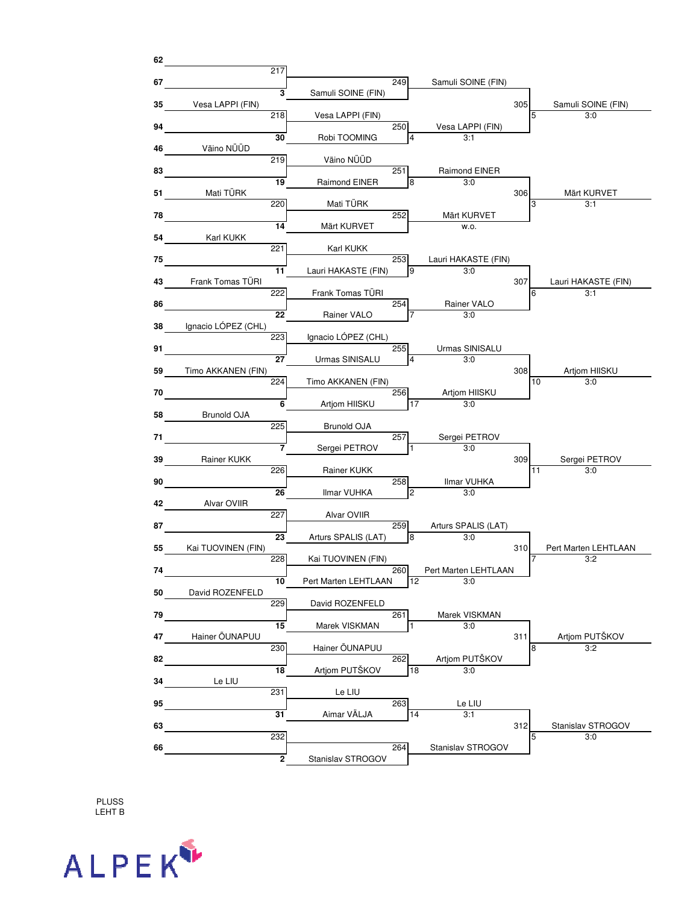## Round 1

| Match | Pos. | Player | Pos. | Player | Winner |
|---|---|---|---|---|---|
| 217 | 62 | | 67 | | |
| 218 | 35 | Vesa LAPPI (FIN) | 94 | | Vesa LAPPI (FIN) |
| 219 | 46 | Väino NÜÜD | 83 | | Väino NÜÜD |
| 220 | 51 | Mati TÜRK | 78 | | Mati TÜRK |
| 221 | 54 | Karl KUKK | 75 | | Karl KUKK |
| 222 | 43 | Frank Tomas TÜRI | 86 | | Frank Tomas TÜRI |
| 223 | 38 | Ignacio LÓPEZ (CHL) | 91 | | Ignacio LÓPEZ (CHL) |
| 224 | 59 | Timo AKKANEN (FIN) | 70 | | Timo AKKANEN (FIN) |
| 225 | 58 | Brunold OJA | 71 | | Brunold OJA |
| 226 | 39 | Rainer KUKK | 90 | | Rainer KUKK |
| 227 | 42 | Alvar OVIIR | 87 | | Alvar OVIIR |
| 228 | 55 | Kai TUOVINEN (FIN) | 74 | | Kai TUOVINEN (FIN) |
| 229 | 50 | David ROZENFELD | 79 | | David ROZENFELD |
| 230 | 47 | Hainer ÕUNAPUU | 82 | | Hainer ÕUNAPUU |
| 231 | 34 | Le LIU | 95 | | Le LIU |
| 232 | 63 | | 66 | | |

## Round 2

| Match | Player | Pos. | Player | Winner | Score | Table |
|---|---|---|---|---|---|---|
| 249 | (217) | 3 | Samuli SOINE (FIN) | Samuli SOINE (FIN) | | |
| 250 | Vesa LAPPI (FIN) | 30 | Robi TOOMING | Vesa LAPPI (FIN) | 3:1 | 4 |
| 251 | Väino NÜÜD | 19 | Raimond EINER | Raimond EINER | 3:0 | 8 |
| 252 | Mati TÜRK | 14 | Märt KURVET | Märt KURVET | w.o. | |
| 253 | Karl KUKK | 11 | Lauri HAKASTE (FIN) | Lauri HAKASTE (FIN) | 3:0 | 9 |
| 254 | Frank Tomas TÜRI | 22 | Rainer VALO | Rainer VALO | 3:0 | 7 |
| 255 | Ignacio LÓPEZ (CHL) | 27 | Urmas SINISALU | Urmas SINISALU | 3:0 | 4 |
| 256 | Timo AKKANEN (FIN) | 6 | Artjom HIISKU | Artjom HIISKU | 3:0 | 17 |
| 257 | Brunold OJA | 7 | Sergei PETROV | Sergei PETROV | 3:0 | 1 |
| 258 | Rainer KUKK | 26 | Ilmar VUHKA | Ilmar VUHKA | 3:0 | 2 |
| 259 | Alvar OVIIR | 23 | Arturs SPALIS (LAT) | Arturs SPALIS (LAT) | 3:0 | 8 |
| 260 | Kai TUOVINEN (FIN) | 10 | Pert Marten LEHTLAAN | Pert Marten LEHTLAAN | 3:0 | 12 |
| 261 | David ROZENFELD | 15 | Marek VISKMAN | Marek VISKMAN | 3:0 | 1 |
| 262 | Hainer ÕUNAPUU | 18 | Artjom PUTŠKOV | Artjom PUTŠKOV | 3:0 | 18 |
| 263 | Le LIU | 31 | Aimar VÄLJA | Le LIU | 3:1 | 14 |
| 264 | (232) | 2 | Stanislav STROGOV | Stanislav STROGOV | | |

## Round 3

| Match | Player | Player | Winner | Score | Table |
|---|---|---|---|---|---|
| 305 | Samuli SOINE (FIN) | Vesa LAPPI (FIN) | Samuli SOINE (FIN) | 3:0 | 5 |
| 306 | Raimond EINER | Märt KURVET | Märt KURVET | 3:1 | 3 |
| 307 | Lauri HAKASTE (FIN) | Rainer VALO | Lauri HAKASTE (FIN) | 3:1 | 6 |
| 308 | Urmas SINISALU | Artjom HIISKU | Artjom HIISKU | 3:0 | 10 |
| 309 | Sergei PETROV | Ilmar VUHKA | Sergei PETROV | 3:0 | 11 |
| 310 | Arturs SPALIS (LAT) | Pert Marten LEHTLAAN | Pert Marten LEHTLAAN | 3:2 | 7 |
| 311 | Marek VISKMAN | Artjom PUTŠKOV | Artjom PUTŠKOV | 3:2 | 8 |
| 312 | Le LIU | Stanislav STROGOV | Stanislav STROGOV | 3:0 | 5 |

PLUSS
LEHT B

ALPEK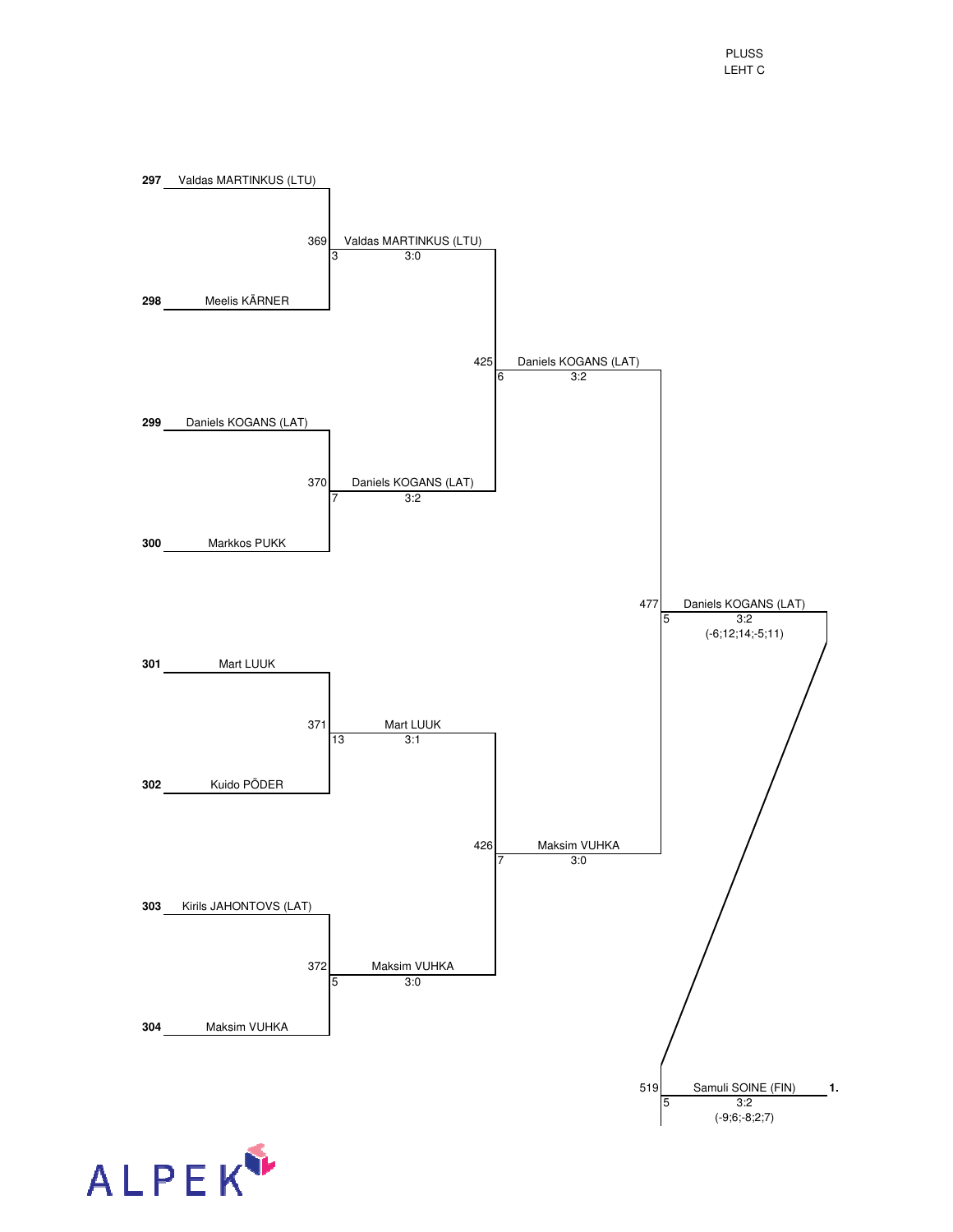PLUSS
LEHT C

**Round 1**

| Match | Player |
|---|---|
| 297 | Valdas MARTINKUS (LTU) |
| 298 | Meelis KÄRNER |
| 299 | Daniels KOGANS (LAT) |
| 300 | Markkos PUKK |
| 301 | Mart LUUK |
| 302 | Kuido PÕDER |
| 303 | Kirils JAHONTOVS (LAT) |
| 304 | Maksim VUHKA |

**Round 2**

| Match | Table | Winner | Score |
|---|---|---|---|
| 369 | 3 | Valdas MARTINKUS (LTU) | 3:0 |
| 370 | 7 | Daniels KOGANS (LAT) | 3:2 |
| 371 | 13 | Mart LUUK | 3:1 |
| 372 | 5 | Maksim VUHKA | 3:0 |

**Round 3**

| Match | Table | Winner | Score |
|---|---|---|---|
| 425 | 6 | Daniels KOGANS (LAT) | 3:2 |
| 426 | 7 | Maksim VUHKA | 3:0 |

**Round 4**

| Match | Table | Winner | Score |
|---|---|---|---|
| 477 | 5 | Daniels KOGANS (LAT) | 3:2 (-6;12;14;-5;11) |

**Final**

| Match | Table | Winner | Score | Place |
|---|---|---|---|---|
| 519 | 5 | Samuli SOINE (FIN) | 3:2 (-9;6;-8;2;7) | **1.** |

ALPEK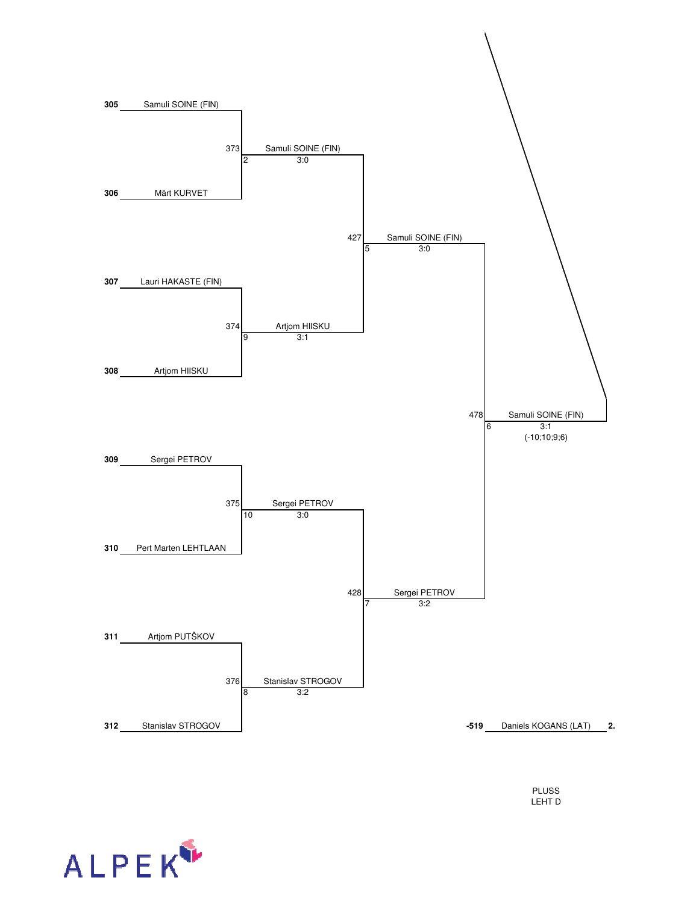| Seed | Round 1 | Match | Round 2 | Match | Round 3 | Match | Final |
|---|---|---|---|---|---|---|---|
| 305 | Samuli SOINE (FIN) | | | | | | |
| | | 373 / 2 | Samuli SOINE (FIN) 3:0 | | | | |
| 306 | Märt KURVET | | | | | | |
| | | | | 427 / 5 | Samuli SOINE (FIN) 3:0 | | |
| 307 | Lauri HAKASTE (FIN) | | | | | | |
| | | 374 / 9 | Artjom HIISKU 3:1 | | | | |
| 308 | Artjom HIISKU | | | | | | |
| | | | | | | 478 / 6 | Samuli SOINE (FIN) 3:1 (-10;10;9;6) |
| 309 | Sergei PETROV | | | | | | |
| | | 375 / 10 | Sergei PETROV 3:0 | | | | |
| 310 | Pert Marten LEHTLAAN | | | | | | |
| | | | | 428 / 7 | Sergei PETROV 3:2 | | |
| 311 | Artjom PUTŠKOV | | | | | | |
| | | 376 / 8 | Stanislav STROGOV 3:2 | | | | |
| 312 | Stanislav STROGOV | | | | | | |

**-519** Daniels KOGANS (LAT) **2.**

PLUSS
LEHT D

ALPEK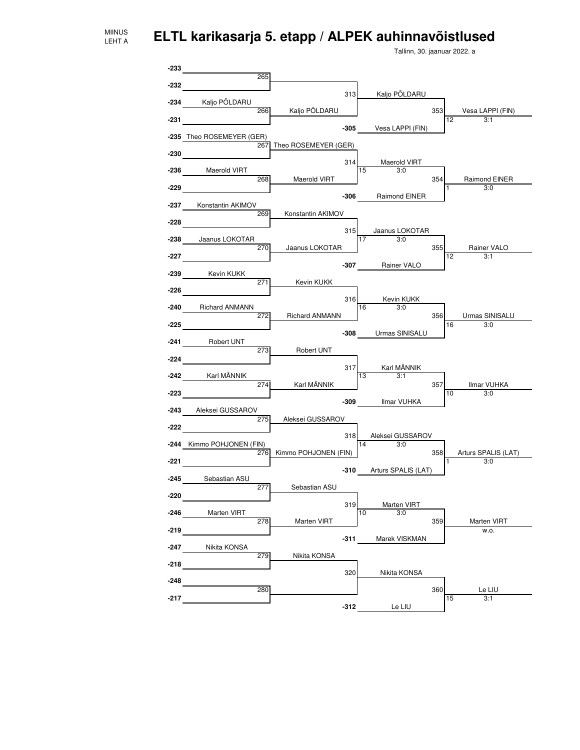MIINUS
LEHT A

# ELTL karikasarja 5. etapp / ALPEK auhinnavõistlused

Tallinn, 30. jaanuar 2022. a

| Entry | Player | Match | Winner | Match | Winner | Match | Winner |
|---|---|---|---|---|---|---|---|
| -233 | | 265 | | 313 | Kaljo PÕLDARU | 353 | Vesa LAPPI (FIN) 12 3:1 |
| -232 | | | | | | | |
| -234 | Kaljo PÕLDARU | 266 | Kaljo PÕLDARU | -305 | Vesa LAPPI (FIN) | | |
| -231 | | | | | | | |
| -235 | Theo ROSEMEYER (GER) | 267 | Theo ROSEMEYER (GER) | 314 | Maerold VIRT 15 3:0 | 354 | Raimond EINER 1 3:0 |
| -230 | | | | | | | |
| -236 | Maerold VIRT | 268 | Maerold VIRT | -306 | Raimond EINER | | |
| -229 | | | | | | | |
| -237 | Konstantin AKIMOV | 269 | Konstantin AKIMOV | 315 | Jaanus LOKOTAR 17 3:0 | 355 | Rainer VALO 12 3:1 |
| -228 | | | | | | | |
| -238 | Jaanus LOKOTAR | 270 | Jaanus LOKOTAR | -307 | Rainer VALO | | |
| -227 | | | | | | | |
| -239 | Kevin KUKK | 271 | Kevin KUKK | 316 | Kevin KUKK 16 3:0 | 356 | Urmas SINISALU 16 3:0 |
| -226 | | | | | | | |
| -240 | Richard ANMANN | 272 | Richard ANMANN | -308 | Urmas SINISALU | | |
| -225 | | | | | | | |
| -241 | Robert UNT | 273 | Robert UNT | 317 | Karl MÄNNIK 13 3:1 | 357 | Ilmar VUHKA 10 3:0 |
| -224 | | | | | | | |
| -242 | Karl MÄNNIK | 274 | Karl MÄNNIK | -309 | Ilmar VUHKA | | |
| -223 | | | | | | | |
| -243 | Aleksei GUSSAROV | 275 | Aleksei GUSSAROV | 318 | Aleksei GUSSAROV 14 3:0 | 358 | Arturs SPALIS (LAT) 1 3:0 |
| -222 | | | | | | | |
| -244 | Kimmo POHJONEN (FIN) | 276 | Kimmo POHJONEN (FIN) | -310 | Arturs SPALIS (LAT) | | |
| -221 | | | | | | | |
| -245 | Sebastian ASU | 277 | Sebastian ASU | 319 | Marten VIRT 10 3:0 | 359 | Marten VIRT w.o. |
| -220 | | | | | | | |
| -246 | Marten VIRT | 278 | Marten VIRT | -311 | Marek VISKMAN | | |
| -219 | | | | | | | |
| -247 | Nikita KONSA | 279 | Nikita KONSA | 320 | Nikita KONSA | 360 | Le LIU 15 3:1 |
| -218 | | | | | | | |
| -248 | | 280 | | -312 | Le LIU | | |
| -217 | | | | | | | |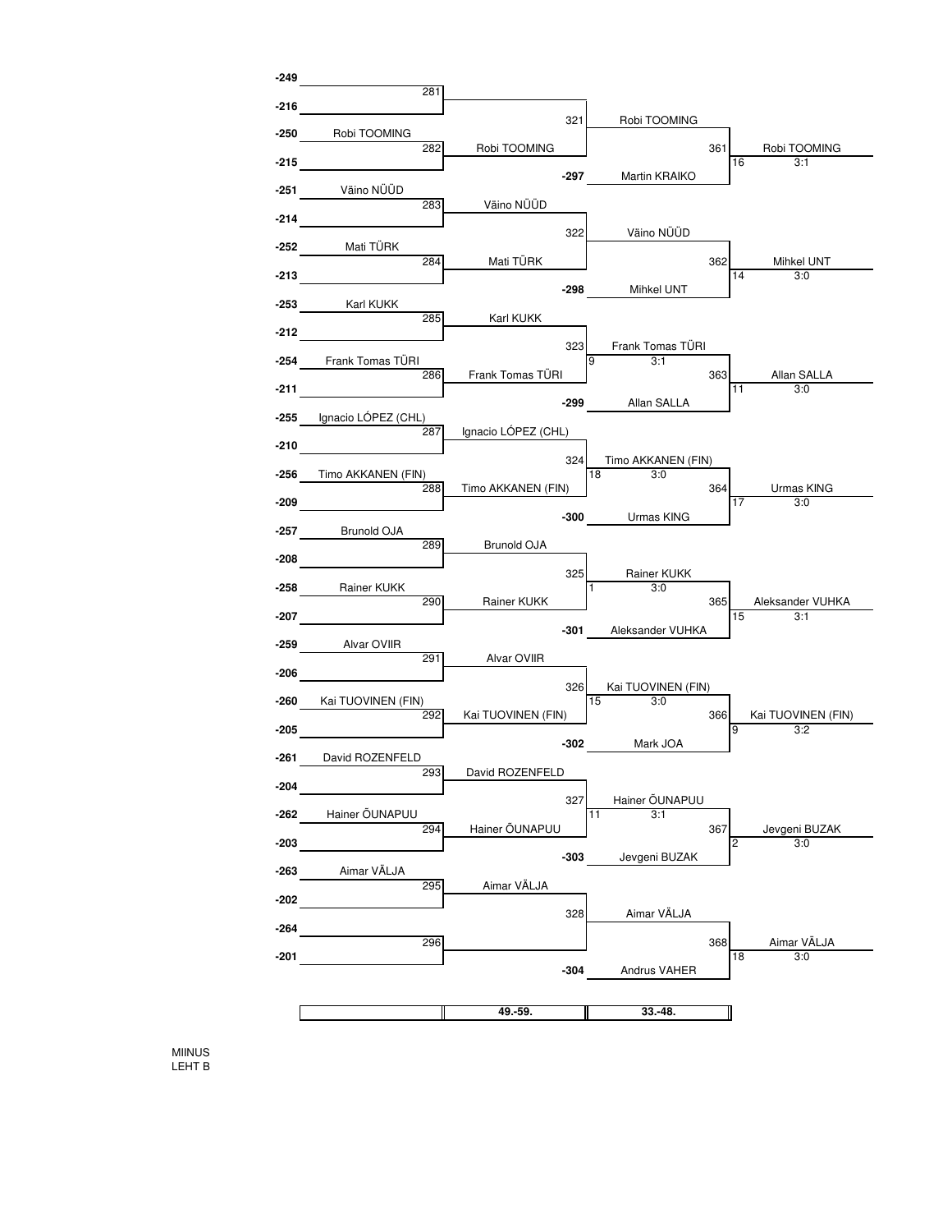| Entry | Round 1 | Round 2 | Round 3 | Round 4 |
|---|---|---|---|---|
| -249 | 281 | 321 | | |
| -216 | | | | |
| -250 Robi TOOMING | 282 Robi TOOMING | Robi TOOMING | 361 | Robi TOOMING 16 3:1 |
| -215 | | -297 Martin KRAIKO | | |
| -251 Väino NÜÜD | 283 Väino NÜÜD | 322 Väino NÜÜD | | |
| -214 | | | | |
| -252 Mati TÜRK | 284 Mati TÜRK | | 362 | Mihkel UNT 14 3:0 |
| -213 | | -298 Mihkel UNT | | |
| -253 Karl KUKK | 285 Karl KUKK | 323 Frank Tomas TÜRI 9 3:1 | | |
| -212 | | | | |
| -254 Frank Tomas TÜRI | 286 Frank Tomas TÜRI | | 363 | Allan SALLA 11 3:0 |
| -211 | | -299 Allan SALLA | | |
| -255 Ignacio LÓPEZ (CHL) | 287 Ignacio LÓPEZ (CHL) | 324 Timo AKKANEN (FIN) 18 3:0 | | |
| -210 | | | | |
| -256 Timo AKKANEN (FIN) | 288 Timo AKKANEN (FIN) | | 364 | Urmas KING 17 3:0 |
| -209 | | -300 Urmas KING | | |
| -257 Brunold OJA | 289 Brunold OJA | 325 Rainer KUKK 1 3:0 | | |
| -208 | | | | |
| -258 Rainer KUKK | 290 Rainer KUKK | | 365 | Aleksander VUHKA 15 3:1 |
| -207 | | -301 Aleksander VUHKA | | |
| -259 Alvar OVIIR | 291 Alvar OVIIR | 326 Kai TUOVINEN (FIN) 15 3:0 | | |
| -206 | | | | |
| -260 Kai TUOVINEN (FIN) | 292 Kai TUOVINEN (FIN) | | 366 | Kai TUOVINEN (FIN) 9 3:2 |
| -205 | | -302 Mark JOA | | |
| -261 David ROZENFELD | 293 David ROZENFELD | 327 Hainer ÕUNAPUU 11 3:1 | | |
| -204 | | | | |
| -262 Hainer ÕUNAPUU | 294 Hainer ÕUNAPUU | | 367 | Jevgeni BUZAK 2 3:0 |
| -203 | | -303 Jevgeni BUZAK | | |
| -263 Aimar VÄLJA | 295 Aimar VÄLJA | 328 Aimar VÄLJA | | |
| -202 | | | | |
| -264 | 296 | | 368 | Aimar VÄLJA 18 3:0 |
| -201 | | -304 Andrus VAHER | | |
| | 49.-59. | 33.-48. | | |

MIINUS
LEHT B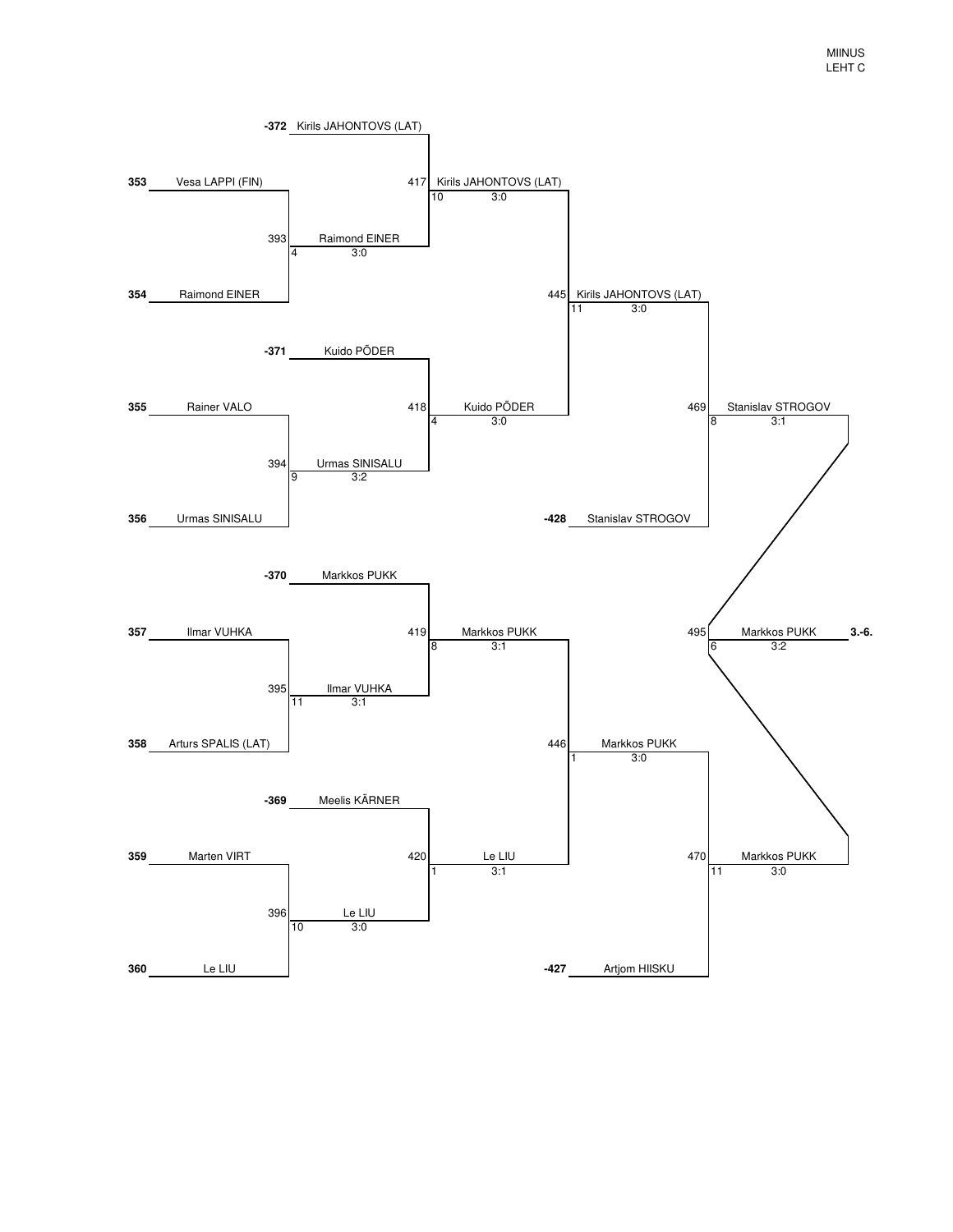MIINUS
LEHT C

| Match | Player | Result |
|---|---|---|
| -372 | Kirils JAHONTOVS (LAT) | |
| 353 | Vesa LAPPI (FIN) | |
| 354 | Raimond EINER | |
| 393 | Raimond EINER | 4 3:0 |
| 417 | Kirils JAHONTOVS (LAT) | 10 3:0 |
| -371 | Kuido PÕDER | |
| 355 | Rainer VALO | |
| 356 | Urmas SINISALU | |
| 394 | Urmas SINISALU | 9 3:2 |
| 418 | Kuido PÕDER | 4 3:0 |
| 445 | Kirils JAHONTOVS (LAT) | 11 3:0 |
| -428 | Stanislav STROGOV | |
| 469 | Stanislav STROGOV | 8 3:1 |
| -370 | Markkos PUKK | |
| 357 | Ilmar VUHKA | |
| 358 | Arturs SPALIS (LAT) | |
| 395 | Ilmar VUHKA | 11 3:1 |
| 419 | Markkos PUKK | 8 3:1 |
| -369 | Meelis KÄRNER | |
| 359 | Marten VIRT | |
| 360 | Le LIU | |
| 396 | Le LIU | 10 3:0 |
| 420 | Le LIU | 1 3:1 |
| 446 | Markkos PUKK | 1 3:0 |
| -427 | Artjom HIISKU | |
| 470 | Markkos PUKK | 11 3:0 |
| 495 | Markkos PUKK | 6 3:2 |

Markkos PUKK **3.-6.**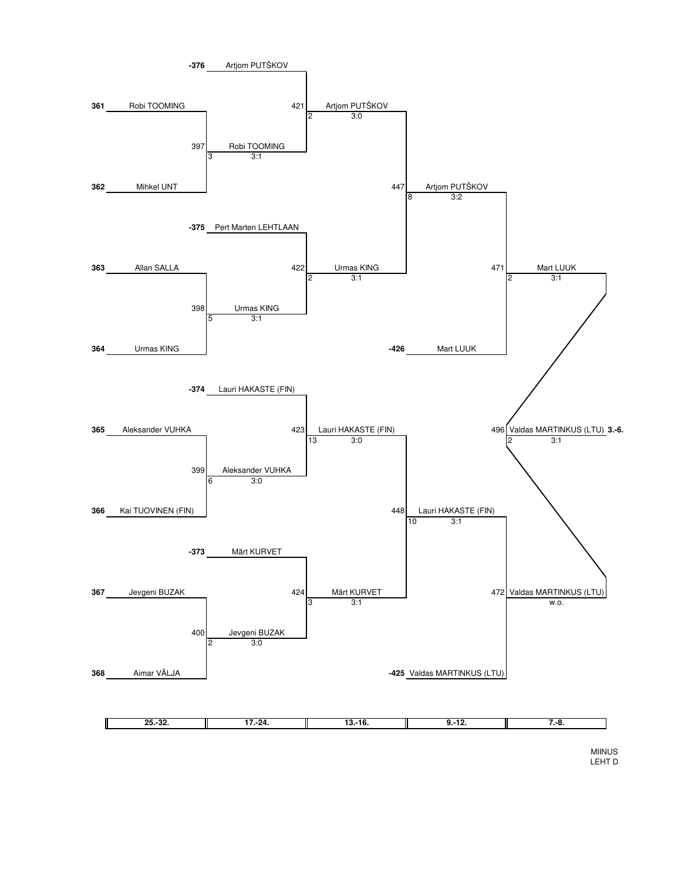**-376** Artjom PUTŠKOV

**361** Robi TOOMING

421 Artjom PUTŠKOV
2 3:0

397 Robi TOOMING
3 3:1

**362** Mihkel UNT

447 Artjom PUTŠKOV
8 3:2

**-375** Pert Marten LEHTLAAN

**363** Allan SALLA

422 Urmas KING
2 3:1

471 Mart LUUK
2 3:1

398 Urmas KING
5 3:1

**364** Urmas KING

**-426** Mart LUUK

**-374** Lauri HAKASTE (FIN)

**365** Aleksander VUHKA

423 Lauri HAKASTE (FIN)
13 3:0

496 Valdas MARTINKUS (LTU) **3.-6.**
2 3:1

399 Aleksander VUHKA
6 3:0

**366** Kai TUOVINEN (FIN)

448 Lauri HAKASTE (FIN)
10 3:1

**-373** Märt KURVET

**367** Jevgeni BUZAK

424 Märt KURVET
3 3:1

472 Valdas MARTINKUS (LTU)
w.o.

400 Jevgeni BUZAK
2 3:0

**368** Aimar VÄLJA

**-425** Valdas MARTINKUS (LTU)

| 25.-32. | 17.-24. | 13.-16. | 9.-12. | 7.-8. |
|---|---|---|---|---|

MIINUS
LEHT D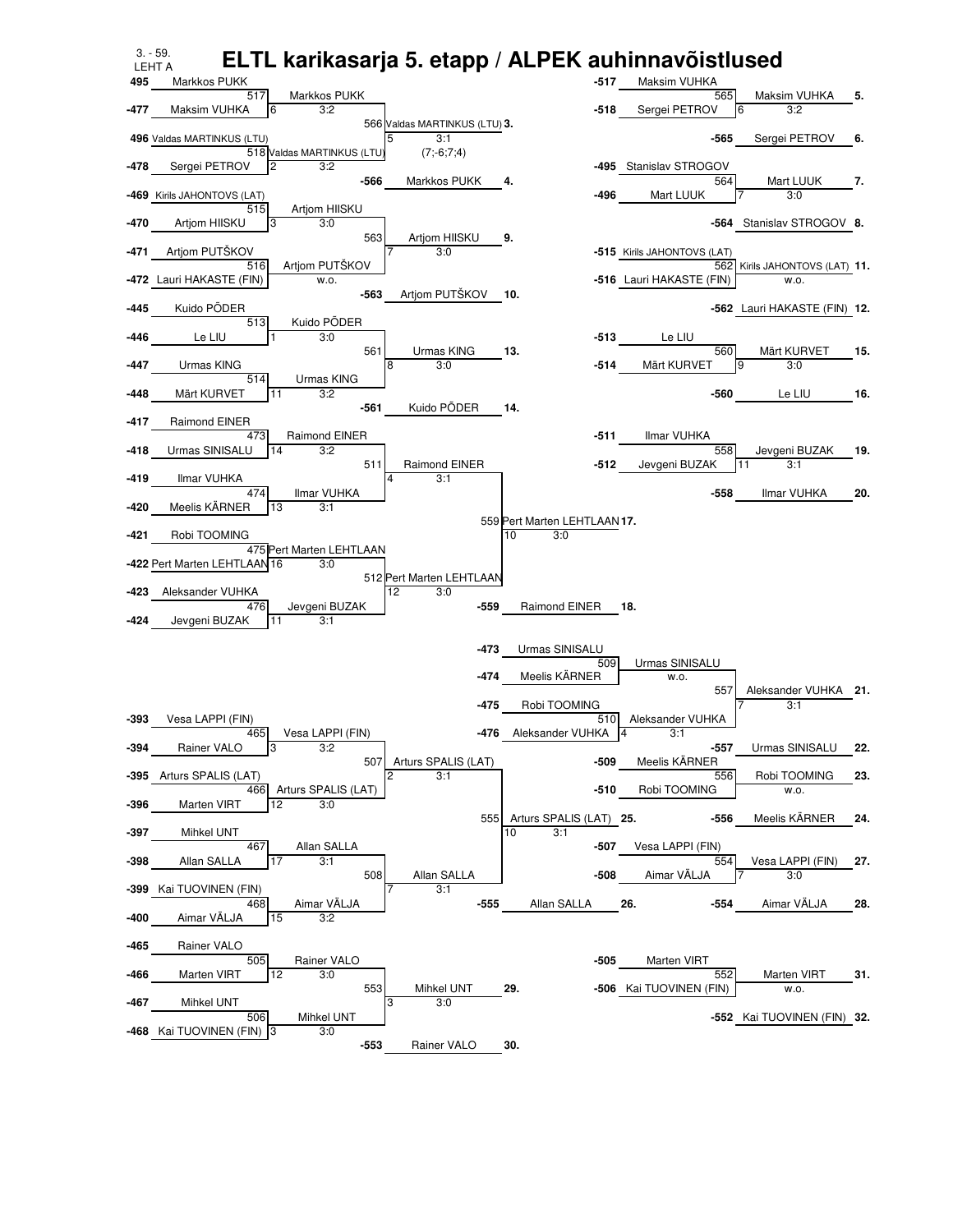3. - 59.
LEHT A

# ELTL karikasarja 5. etapp / ALPEK auhinnavõistlused

## Left bracket

| Match | Player 1 | Player 2 | Winner | Score |
|---|---|---|---|---|
| 517 | 495 Markkos PUKK | -477 Maksim VUHKA | Markkos PUKK | 6 3:2 |
| 518 | 496 Valdas MARTINKUS (LTU) | -478 Sergei PETROV | Valdas MARTINKUS (LTU) | 2 3:2 |
| 566 | Markkos PUKK | Valdas MARTINKUS (LTU) | Valdas MARTINKUS (LTU) **3.** | 5 3:1 (7;-6;7;4) |
| -566 | | | Markkos PUKK **4.** | |
| 515 | -469 Kirils JAHONTOVS (LAT) | -470 Artjom HIISKU | Artjom HIISKU | 3 3:0 |
| 516 | -471 Artjom PUTŠKOV | -472 Lauri HAKASTE (FIN) | Artjom PUTŠKOV | w.o. |
| 563 | Artjom HIISKU | Artjom PUTŠKOV | Artjom HIISKU **9.** | 7 3:0 |
| -563 | | | Artjom PUTŠKOV **10.** | |
| 513 | -445 Kuido PÕDER | -446 Le LIU | Kuido PÕDER | 1 3:0 |
| 514 | -447 Urmas KING | -448 Märt KURVET | Urmas KING | 11 3:2 |
| 561 | Kuido PÕDER | Urmas KING | Urmas KING **13.** | 8 3:0 |
| -561 | | | Kuido PÕDER **14.** | |
| 473 | -417 Raimond EINER | -418 Urmas SINISALU | Raimond EINER | 14 3:2 |
| 474 | -419 Ilmar VUHKA | -420 Meelis KÄRNER | Ilmar VUHKA | 13 3:1 |
| 511 | Raimond EINER | Ilmar VUHKA | Raimond EINER | 4 3:1 |
| 475 | -421 Robi TOOMING | -422 Pert Marten LEHTLAAN | Pert Marten LEHTLAAN | 16 3:0 |
| 476 | -423 Aleksander VUHKA | -424 Jevgeni BUZAK | Jevgeni BUZAK | 11 3:1 |
| 512 | Pert Marten LEHTLAAN | Jevgeni BUZAK | Pert Marten LEHTLAAN | 12 3:0 |
| 559 | Raimond EINER | Pert Marten LEHTLAAN | Pert Marten LEHTLAAN **17.** | 10 3:0 |
| -559 | | | Raimond EINER **18.** | |
| 465 | -393 Vesa LAPPI (FIN) | -394 Rainer VALO | Vesa LAPPI (FIN) | 3 3:2 |
| 466 | -395 Arturs SPALIS (LAT) | -396 Marten VIRT | Arturs SPALIS (LAT) | 12 3:0 |
| 507 | Vesa LAPPI (FIN) | Arturs SPALIS (LAT) | Arturs SPALIS (LAT) | 2 3:1 |
| 467 | -397 Mihkel UNT | -398 Allan SALLA | Allan SALLA | 17 3:1 |
| 468 | -399 Kai TUOVINEN (FIN) | -400 Aimar VÄLJA | Aimar VÄLJA | 15 3:2 |
| 508 | Allan SALLA | Aimar VÄLJA | Allan SALLA | 7 3:1 |
| 555 | Arturs SPALIS (LAT) | Allan SALLA | Arturs SPALIS (LAT) **25.** | 10 3:1 |
| -555 | | | Allan SALLA **26.** | |
| 505 | -465 Rainer VALO | -466 Marten VIRT | Rainer VALO | 12 3:0 |
| 506 | -467 Mihkel UNT | -468 Kai TUOVINEN (FIN) | Mihkel UNT | 3 3:0 |
| 553 | Rainer VALO | Mihkel UNT | Mihkel UNT **29.** | 3 3:0 |
| -553 | | | Rainer VALO **30.** | |

## Right bracket

| Match | Player 1 | Player 2 | Winner | Score |
|---|---|---|---|---|
| 565 | -517 Maksim VUHKA | -518 Sergei PETROV | Maksim VUHKA **5.** | 6 3:2 |
| -565 | | | Sergei PETROV **6.** | |
| 564 | -495 Stanislav STROGOV | -496 Mart LUUK | Mart LUUK **7.** | 7 3:0 |
| -564 | | | Stanislav STROGOV **8.** | |
| 562 | -515 Kirils JAHONTOVS (LAT) | -516 Lauri HAKASTE (FIN) | Kirils JAHONTOVS (LAT) **11.** | w.o. |
| -562 | | | Lauri HAKASTE (FIN) **12.** | |
| 560 | -513 Le LIU | -514 Märt KURVET | Märt KURVET **15.** | 9 3:0 |
| -560 | | | Le LIU **16.** | |
| 558 | -511 Ilmar VUHKA | -512 Jevgeni BUZAK | Jevgeni BUZAK **19.** | 11 3:1 |
| -558 | | | Ilmar VUHKA **20.** | |
| 509 | -473 Urmas SINISALU | -474 Meelis KÄRNER | Urmas SINISALU | w.o. |
| 510 | -475 Robi TOOMING | -476 Aleksander VUHKA | Aleksander VUHKA | 4 3:1 |
| 557 | Urmas SINISALU | Aleksander VUHKA | Aleksander VUHKA **21.** | 7 3:1 |
| -557 | | | Urmas SINISALU **22.** | |
| 556 | -509 Meelis KÄRNER | -510 Robi TOOMING | Robi TOOMING **23.** | w.o. |
| -556 | | | Meelis KÄRNER **24.** | |
| 554 | -507 Vesa LAPPI (FIN) | -508 Aimar VÄLJA | Vesa LAPPI (FIN) **27.** | 7 3:0 |
| -554 | | | Aimar VÄLJA **28.** | |
| 552 | -505 Marten VIRT | -506 Kai TUOVINEN (FIN) | Marten VIRT **31.** | w.o. |
| -552 | | | Kai TUOVINEN (FIN) **32.** | |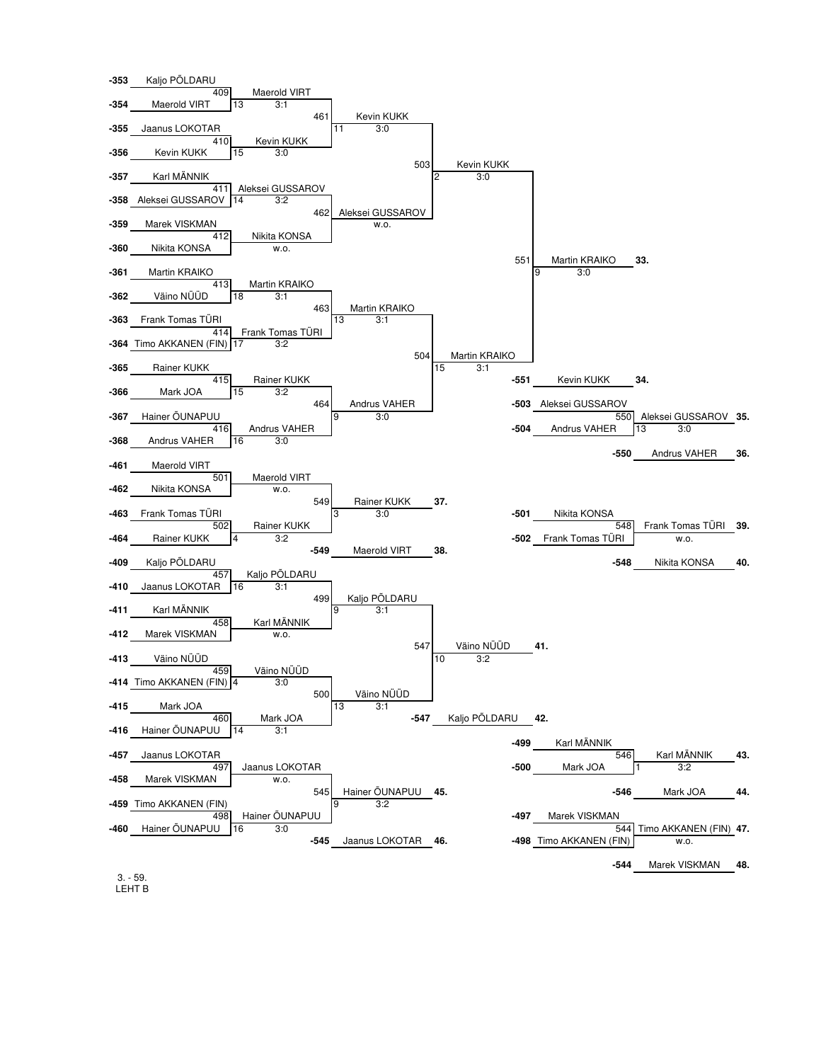| Match | Player 1 | Player 2 | Winner | Table | Score |
|---|---|---|---|---|---|
| 409 | -353 Kaljo PÕLDARU | -354 Maerold VIRT | Maerold VIRT | 13 | 3:1 |
| 410 | -355 Jaanus LOKOTAR | -356 Kevin KUKK | Kevin KUKK | 15 | 3:0 |
| 411 | -357 Karl MÄNNIK | -358 Aleksei GUSSAROV | Aleksei GUSSAROV | 14 | 3:2 |
| 412 | -359 Marek VISKMAN | -360 Nikita KONSA | Nikita KONSA | | w.o. |
| 413 | -361 Martin KRAIKO | -362 Väino NÜÜD | Martin KRAIKO | 18 | 3:1 |
| 414 | -363 Frank Tomas TÜRI | -364 Timo AKKANEN (FIN) | Frank Tomas TÜRI | 17 | 3:2 |
| 415 | -365 Rainer KUKK | -366 Mark JOA | Rainer KUKK | 15 | 3:2 |
| 416 | -367 Hainer ÕUNAPUU | -368 Andrus VAHER | Andrus VAHER | 16 | 3:0 |
| 461 | Maerold VIRT | Kevin KUKK | Kevin KUKK | 11 | 3:0 |
| 462 | Aleksei GUSSAROV | Nikita KONSA | Aleksei GUSSAROV | | w.o. |
| 463 | Martin KRAIKO | Frank Tomas TÜRI | Martin KRAIKO | 13 | 3:1 |
| 464 | Rainer KUKK | Andrus VAHER | Andrus VAHER | 9 | 3:0 |
| 503 | Kevin KUKK | Aleksei GUSSAROV | Kevin KUKK | 2 | 3:0 |
| 504 | Martin KRAIKO | Andrus VAHER | Martin KRAIKO | 15 | 3:1 |
| 551 | Kevin KUKK | Martin KRAIKO | Martin KRAIKO **33.** | 9 | 3:0 |
| 550 | -503 Aleksei GUSSAROV | -504 Andrus VAHER | Aleksei GUSSAROV **35.** | 13 | 3:0 |
| 501 | -461 Maerold VIRT | -462 Nikita KONSA | Maerold VIRT | | w.o. |
| 502 | -463 Frank Tomas TÜRI | -464 Rainer KUKK | Rainer KUKK | 4 | 3:2 |
| 549 | Maerold VIRT | Rainer KUKK | Rainer KUKK **37.** | 3 | 3:0 |
| 548 | -501 Nikita KONSA | -502 Frank Tomas TÜRI | Frank Tomas TÜRI **39.** | | w.o. |
| 457 | -409 Kaljo PÕLDARU | -410 Jaanus LOKOTAR | Kaljo PÕLDARU | 16 | 3:1 |
| 458 | -411 Karl MÄNNIK | -412 Marek VISKMAN | Karl MÄNNIK | | w.o. |
| 459 | -413 Väino NÜÜD | -414 Timo AKKANEN (FIN) | Väino NÜÜD | 4 | 3:0 |
| 460 | -415 Mark JOA | -416 Hainer ÕUNAPUU | Mark JOA | 14 | 3:1 |
| 499 | Kaljo PÕLDARU | Karl MÄNNIK | Kaljo PÕLDARU | 9 | 3:1 |
| 500 | Väino NÜÜD | Mark JOA | Väino NÜÜD | 13 | 3:1 |
| 547 | Kaljo PÕLDARU | Väino NÜÜD | Väino NÜÜD **41.** | 10 | 3:2 |
| 546 | -499 Karl MÄNNIK | -500 Mark JOA | Karl MÄNNIK **43.** | 1 | 3:2 |
| 497 | -457 Jaanus LOKOTAR | -458 Marek VISKMAN | Jaanus LOKOTAR | | w.o. |
| 498 | -459 Timo AKKANEN (FIN) | -460 Hainer ÕUNAPUU | Hainer ÕUNAPUU | 16 | 3:0 |
| 545 | Jaanus LOKOTAR | Hainer ÕUNAPUU | Hainer ÕUNAPUU **45.** | 9 | 3:2 |
| 544 | -497 Marek VISKMAN | -498 Timo AKKANEN (FIN) | Timo AKKANEN (FIN) **47.** | | w.o. |

**Placements:**

- 33. Martin KRAIKO
- 34. Kevin KUKK (-551)
- 35. Aleksei GUSSAROV
- 36. Andrus VAHER (-550)
- 37. Rainer KUKK
- 38. Maerold VIRT (-549)
- 39. Frank Tomas TÜRI
- 40. Nikita KONSA (-548)
- 41. Väino NÜÜD
- 42. Kaljo PÕLDARU (-547)
- 43. Karl MÄNNIK
- 44. Mark JOA (-546)
- 45. Hainer ÕUNAPUU
- 46. Jaanus LOKOTAR (-545)
- 47. Timo AKKANEN (FIN)
- 48. Marek VISKMAN (-544)

3. - 59.
LEHT B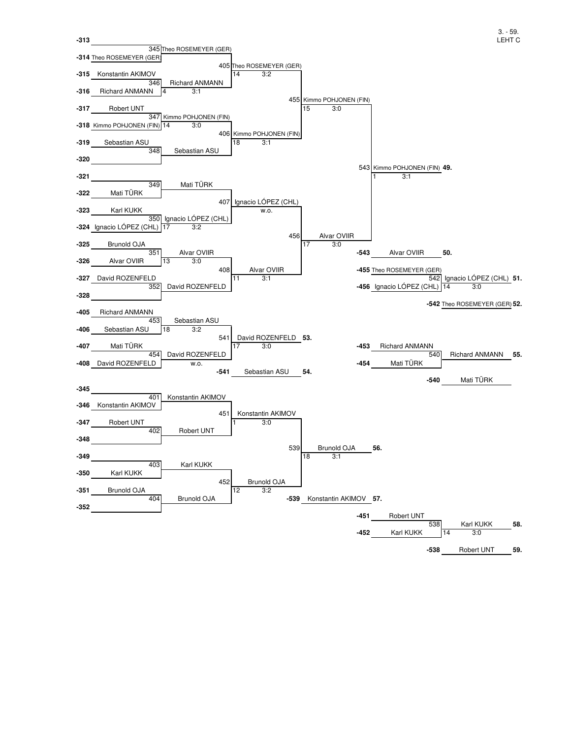3. - 59.
LEHT C

-313
-314 Theo ROSEMEYER (GER)
345 Theo ROSEMEYER (GER)
-315 Konstantin AKIMOV
-316 Richard ANMANN
346 Richard ANMANN 4 3:1
405 Theo ROSEMEYER (GER) 14 3:2
-317 Robert UNT
-318 Kimmo POHJONEN (FIN)
347 Kimmo POHJONEN (FIN) 14 3:0
-319 Sebastian ASU
-320
348 Sebastian ASU
406 Kimmo POHJONEN (FIN) 18 3:1
455 Kimmo POHJONEN (FIN) 15 3:0
543 Kimmo POHJONEN (FIN) 1 3:1 **49.**

-321
-322 Mati TÜRK
349 Mati TÜRK
-323 Karl KUKK
-324 Ignacio LÓPEZ (CHL)
350 Ignacio LÓPEZ (CHL) 17 3:2
407 Ignacio LÓPEZ (CHL) w.o.
-325 Brunold OJA
-326 Alvar OVIIR
351 Alvar OVIIR 13 3:0
-327 David ROZENFELD
-328
352 David ROZENFELD
408 Alvar OVIIR 11 3:1
456 Alvar OVIIR 17 3:0
-543 Alvar OVIIR **50.**

-455 Theo ROSEMEYER (GER)
-456 Ignacio LÓPEZ (CHL)
542 Ignacio LÓPEZ (CHL) 14 3:0 **51.**
-542 Theo ROSEMEYER (GER) **52.**

-405 Richard ANMANN
-406 Sebastian ASU
453 Sebastian ASU 18 3:2
-407 Mati TÜRK
-408 David ROZENFELD
454 David ROZENFELD w.o.
541 David ROZENFELD 17 3:0 **53.**
-541 Sebastian ASU **54.**

-453 Richard ANMANN
-454 Mati TÜRK
540 Richard ANMANN **55.**
-540 Mati TÜRK

-345
-346 Konstantin AKIMOV
401 Konstantin AKIMOV
-347 Robert UNT
-348
402 Robert UNT
451 Konstantin AKIMOV 1 3:0
-349
-350 Karl KUKK
403 Karl KUKK
-351 Brunold OJA
-352
404 Brunold OJA
452 Brunold OJA 12 3:2
539 Brunold OJA 18 3:1 **56.**
-539 Konstantin AKIMOV **57.**

-451 Robert UNT
-452 Karl KUKK
538 Karl KUKK 14 3:0 **58.**
-538 Robert UNT **59.**